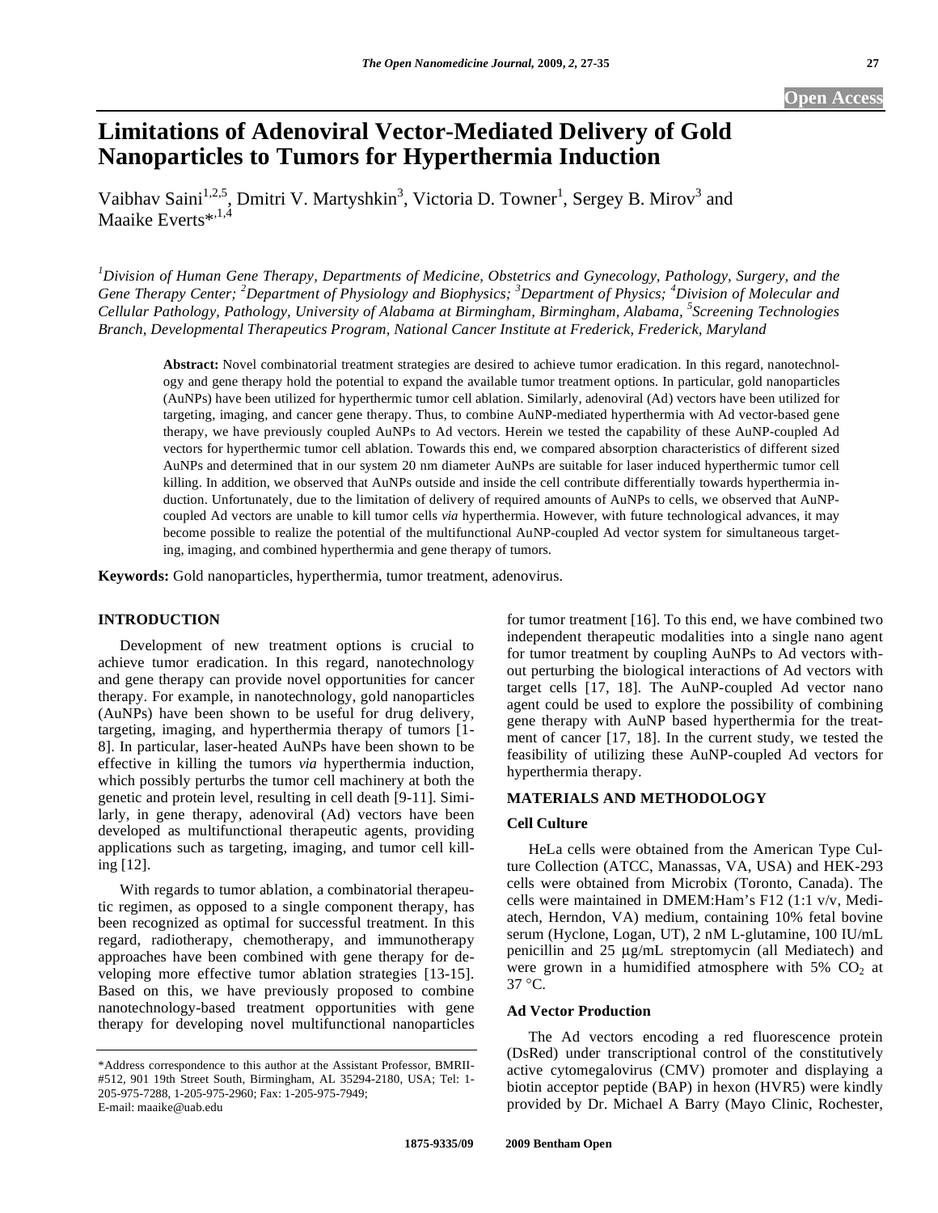# Limitations of Adenoviral Vector-Mediated Delivery of Gold Nanoparticles to Tumors for Hyperthermia Induction

Vaibhav Saini[1,2,5], Dmitri V. Martyshkin[3], Victoria D. Towner[1], Sergey B. Mirov[3] and Maaike Everts*[,1,4]

*[1]Division of Human Gene Therapy, Departments of Medicine, Obstetrics and Gynecology, Pathology, Surgery, and the Gene Therapy Center; [2]Department of Physiology and Biophysics; [3]Department of Physics; [4]Division of Molecular and Cellular Pathology, Pathology, University of Alabama at Birmingham, Birmingham, Alabama, [5]Screening Technologies Branch, Developmental Therapeutics Program, National Cancer Institute at Frederick, Frederick, Maryland*

**Abstract:** Novel combinatorial treatment strategies are desired to achieve tumor eradication. In this regard, nanotechnology and gene therapy hold the potential to expand the available tumor treatment options. In particular, gold nanoparticles (AuNPs) have been utilized for hyperthermic tumor cell ablation. Similarly, adenoviral (Ad) vectors have been utilized for targeting, imaging, and cancer gene therapy. Thus, to combine AuNP-mediated hyperthermia with Ad vector-based gene therapy, we have previously coupled AuNPs to Ad vectors. Herein we tested the capability of these AuNP-coupled Ad vectors for hyperthermic tumor cell ablation. Towards this end, we compared absorption characteristics of different sized AuNPs and determined that in our system 20 nm diameter AuNPs are suitable for laser induced hyperthermic tumor cell killing. In addition, we observed that AuNPs outside and inside the cell contribute differentially towards hyperthermia induction. Unfortunately, due to the limitation of delivery of required amounts of AuNPs to cells, we observed that AuNP-coupled Ad vectors are unable to kill tumor cells *via* hyperthermia. However, with future technological advances, it may become possible to realize the potential of the multifunctional AuNP-coupled Ad vector system for simultaneous targeting, imaging, and combined hyperthermia and gene therapy of tumors.

**Keywords:** Gold nanoparticles, hyperthermia, tumor treatment, adenovirus.

## INTRODUCTION

Development of new treatment options is crucial to achieve tumor eradication. In this regard, nanotechnology and gene therapy can provide novel opportunities for cancer therapy. For example, in nanotechnology, gold nanoparticles (AuNPs) have been shown to be useful for drug delivery, targeting, imaging, and hyperthermia therapy of tumors [1-8]. In particular, laser-heated AuNPs have been shown to be effective in killing the tumors *via* hyperthermia induction, which possibly perturbs the tumor cell machinery at both the genetic and protein level, resulting in cell death [9-11]. Similarly, in gene therapy, adenoviral (Ad) vectors have been developed as multifunctional therapeutic agents, providing applications such as targeting, imaging, and tumor cell killing [12].

With regards to tumor ablation, a combinatorial therapeutic regimen, as opposed to a single component therapy, has been recognized as optimal for successful treatment. In this regard, radiotherapy, chemotherapy, and immunotherapy approaches have been combined with gene therapy for developing more effective tumor ablation strategies [13-15]. Based on this, we have previously proposed to combine nanotechnology-based treatment opportunities with gene therapy for developing novel multifunctional nanoparticles for tumor treatment [16]. To this end, we have combined two independent therapeutic modalities into a single nano agent for tumor treatment by coupling AuNPs to Ad vectors without perturbing the biological interactions of Ad vectors with target cells [17, 18]. The AuNP-coupled Ad vector nano agent could be used to explore the possibility of combining gene therapy with AuNP based hyperthermia for the treatment of cancer [17, 18]. In the current study, we tested the feasibility of utilizing these AuNP-coupled Ad vectors for hyperthermia therapy.

## MATERIALS AND METHODOLOGY

### Cell Culture

HeLa cells were obtained from the American Type Culture Collection (ATCC, Manassas, VA, USA) and HEK-293 cells were obtained from Microbix (Toronto, Canada). The cells were maintained in DMEM:Ham's F12 (1:1 v/v, Mediatech, Herndon, VA) medium, containing 10% fetal bovine serum (Hyclone, Logan, UT), 2 nM L-glutamine, 100 IU/mL penicillin and 25 μg/mL streptomycin (all Mediatech) and were grown in a humidified atmosphere with 5% $CO_2$ at 37 °C.

### Ad Vector Production

The Ad vectors encoding a red fluorescence protein (DsRed) under transcriptional control of the constitutively active cytomegalovirus (CMV) promoter and displaying a biotin acceptor peptide (BAP) in hexon (HVR5) were kindly provided by Dr. Michael A Barry (Mayo Clinic, Rochester,

\*Address correspondence to this author at the Assistant Professor, BMRII-#512, 901 19th Street South, Birmingham, AL 35294-2180, USA; Tel: 1-205-975-7288, 1-205-975-2960; Fax: 1-205-975-7949; E-mail: maaike@uab.edu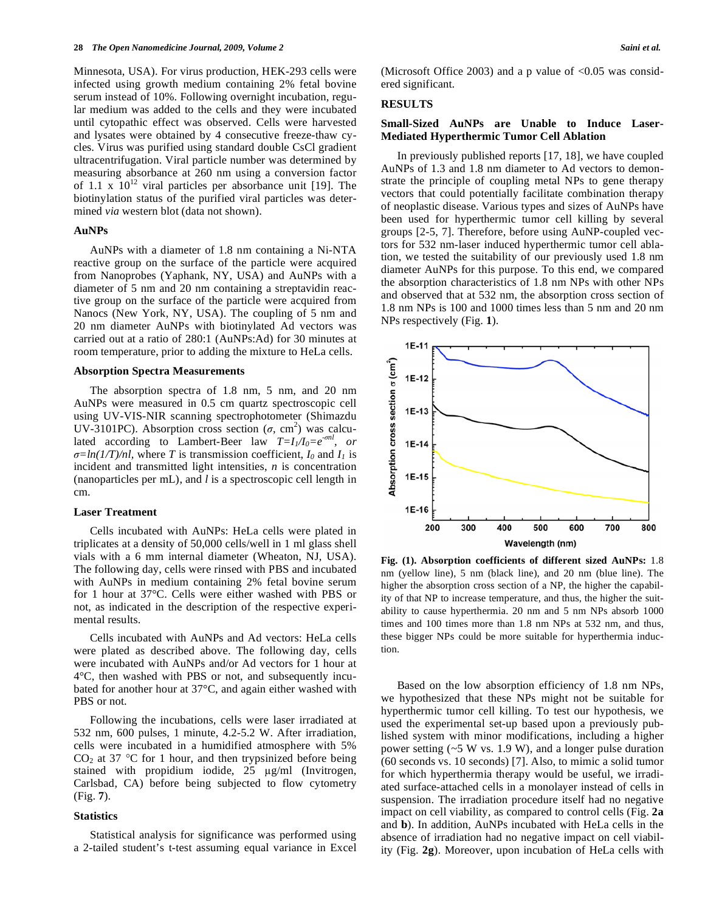Minnesota, USA). For virus production, HEK-293 cells were infected using growth medium containing 2% fetal bovine serum instead of 10%. Following overnight incubation, regular medium was added to the cells and they were incubated until cytopathic effect was observed. Cells were harvested and lysates were obtained by 4 consecutive freeze-thaw cycles. Virus was purified using standard double CsCl gradient ultracentrifugation. Viral particle number was determined by measuring absorbance at 260 nm using a conversion factor of 1.1 x $10^{12}$ viral particles per absorbance unit [19]. The biotinylation status of the purified viral particles was determined *via* western blot (data not shown).

### AuNPs

AuNPs with a diameter of 1.8 nm containing a Ni-NTA reactive group on the surface of the particle were acquired from Nanoprobes (Yaphank, NY, USA) and AuNPs with a diameter of 5 nm and 20 nm containing a streptavidin reactive group on the surface of the particle were acquired from Nanocs (New York, NY, USA). The coupling of 5 nm and 20 nm diameter AuNPs with biotinylated Ad vectors was carried out at a ratio of 280:1 (AuNPs:Ad) for 30 minutes at room temperature, prior to adding the mixture to HeLa cells.

### Absorption Spectra Measurements

The absorption spectra of 1.8 nm, 5 nm, and 20 nm AuNPs were measured in 0.5 cm quartz spectroscopic cell using UV-VIS-NIR scanning spectrophotometer (Shimazdu UV-3101PC). Absorption cross section ($\sigma$, cm$^2$) was calculated according to Lambert-Beer law $T=I_1/I_0=e^{-\sigma nl}$, *or* $\sigma=ln(1/T)/nl$, where $T$ is transmission coefficient, $I_0$ and $I_1$ is incident and transmitted light intensities, $n$ is concentration (nanoparticles per mL), and $l$ is a spectroscopic cell length in cm.

### Laser Treatment

Cells incubated with AuNPs: HeLa cells were plated in triplicates at a density of 50,000 cells/well in 1 ml glass shell vials with a 6 mm internal diameter (Wheaton, NJ, USA). The following day, cells were rinsed with PBS and incubated with AuNPs in medium containing 2% fetal bovine serum for 1 hour at 37°C. Cells were either washed with PBS or not, as indicated in the description of the respective experimental results.

Cells incubated with AuNPs and Ad vectors: HeLa cells were plated as described above. The following day, cells were incubated with AuNPs and/or Ad vectors for 1 hour at 4°C, then washed with PBS or not, and subsequently incubated for another hour at 37°C, and again either washed with PBS or not.

Following the incubations, cells were laser irradiated at 532 nm, 600 pulses, 1 minute, 4.2-5.2 W. After irradiation, cells were incubated in a humidified atmosphere with 5% $CO_2$ at 37 °C for 1 hour, and then trypsinized before being stained with propidium iodide, 25 µg/ml (Invitrogen, Carlsbad, CA) before being subjected to flow cytometry (Fig. **7**).

### Statistics

Statistical analysis for significance was performed using a 2-tailed student's t-test assuming equal variance in Excel (Microsoft Office 2003) and a p value of <0.05 was considered significant.

## RESULTS

### Small-Sized AuNPs are Unable to Induce Laser-Mediated Hyperthermic Tumor Cell Ablation

In previously published reports [17, 18], we have coupled AuNPs of 1.3 and 1.8 nm diameter to Ad vectors to demonstrate the principle of coupling metal NPs to gene therapy vectors that could potentially facilitate combination therapy of neoplastic disease. Various types and sizes of AuNPs have been used for hyperthermic tumor cell killing by several groups [2-5, 7]. Therefore, before using AuNP-coupled vectors for 532 nm-laser induced hyperthermic tumor cell ablation, we tested the suitability of our previously used 1.8 nm diameter AuNPs for this purpose. To this end, we compared the absorption characteristics of 1.8 nm NPs with other NPs and observed that at 532 nm, the absorption cross section of 1.8 nm NPs is 100 and 1000 times less than 5 nm and 20 nm NPs respectively (Fig. **1**).

**Fig. (1). Absorption coefficients of different sized AuNPs:** 1.8 nm (yellow line), 5 nm (black line), and 20 nm (blue line). The higher the absorption cross section of a NP, the higher the capability of that NP to increase temperature, and thus, the higher the suitability to cause hyperthermia. 20 nm and 5 nm NPs absorb 1000 times and 100 times more than 1.8 nm NPs at 532 nm, and thus, these bigger NPs could be more suitable for hyperthermia induction.

Based on the low absorption efficiency of 1.8 nm NPs, we hypothesized that these NPs might not be suitable for hyperthermic tumor cell killing. To test our hypothesis, we used the experimental set-up based upon a previously published system with minor modifications, including a higher power setting (~5 W vs. 1.9 W), and a longer pulse duration (60 seconds vs. 10 seconds) [7]. Also, to mimic a solid tumor for which hyperthermia therapy would be useful, we irradiated surface-attached cells in a monolayer instead of cells in suspension. The irradiation procedure itself had no negative impact on cell viability, as compared to control cells (Fig. **2a** and **b**). In addition, AuNPs incubated with HeLa cells in the absence of irradiation had no negative impact on cell viability (Fig. **2g**). Moreover, upon incubation of HeLa cells with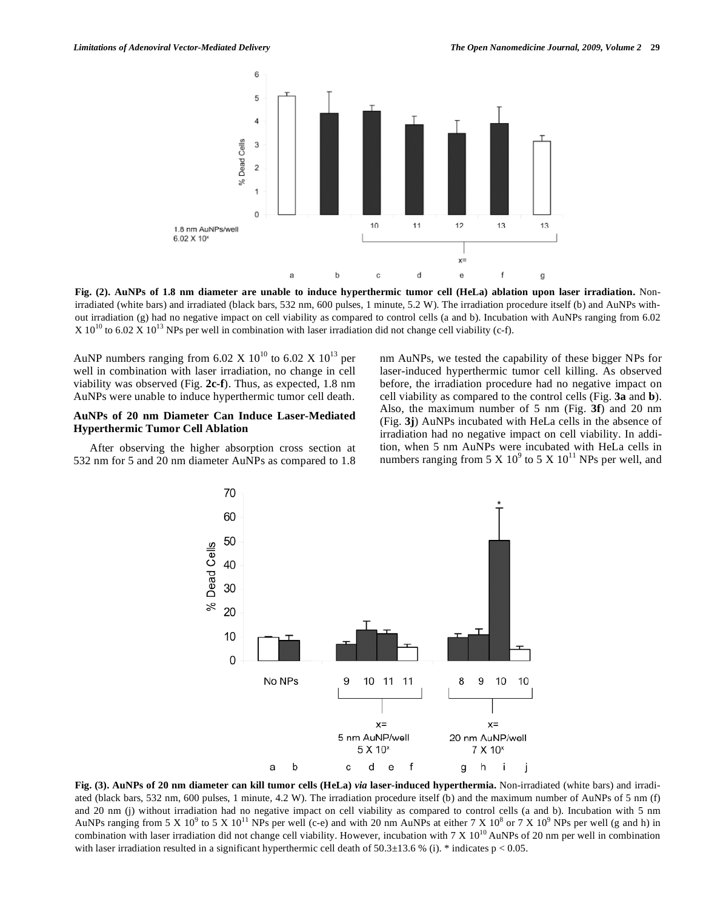**Fig. (2). AuNPs of 1.8 nm diameter are unable to induce hyperthermic tumor cell (HeLa) ablation upon laser irradiation.** Non-irradiated (white bars) and irradiated (black bars, 532 nm, 600 pulses, 1 minute, 5.2 W). The irradiation procedure itself (b) and AuNPs without irradiation (g) had no negative impact on cell viability as compared to control cells (a and b). Incubation with AuNPs ranging from 6.02 X $10^{10}$ to 6.02 X $10^{13}$ NPs per well in combination with laser irradiation did not change cell viability (c-f).

AuNP numbers ranging from 6.02 X $10^{10}$ to 6.02 X $10^{13}$ per well in combination with laser irradiation, no change in cell viability was observed (Fig. **2c-f**). Thus, as expected, 1.8 nm AuNPs were unable to induce hyperthermic tumor cell death.

### AuNPs of 20 nm Diameter Can Induce Laser-Mediated Hyperthermic Tumor Cell Ablation

After observing the higher absorption cross section at 532 nm for 5 and 20 nm diameter AuNPs as compared to 1.8 nm AuNPs, we tested the capability of these bigger NPs for laser-induced hyperthermic tumor cell killing. As observed before, the irradiation procedure had no negative impact on cell viability as compared to the control cells (Fig. **3a** and **b**). Also, the maximum number of 5 nm (Fig. **3f**) and 20 nm (Fig. **3j**) AuNPs incubated with HeLa cells in the absence of irradiation had no negative impact on cell viability. In addition, when 5 nm AuNPs were incubated with HeLa cells in numbers ranging from 5 X $10^9$ to 5 X $10^{11}$ NPs per well, and

**Fig. (3). AuNPs of 20 nm diameter can kill tumor cells (HeLa) *via* laser-induced hyperthermia.** Non-irradiated (white bars) and irradiated (black bars, 532 nm, 600 pulses, 1 minute, 4.2 W). The irradiation procedure itself (b) and the maximum number of AuNPs of 5 nm (f) and 20 nm (j) without irradiation had no negative impact on cell viability as compared to control cells (a and b). Incubation with 5 nm AuNPs ranging from 5 X $10^9$ to 5 X $10^{11}$ NPs per well (c-e) and with 20 nm AuNPs at either 7 X $10^8$ or 7 X $10^9$ NPs per well (g and h) in combination with laser irradiation did not change cell viability. However, incubation with 7 X $10^{10}$ AuNPs of 20 nm per well in combination with laser irradiation resulted in a significant hyperthermic cell death of 50.3±13.6 % (i). * indicates $p < 0.05$.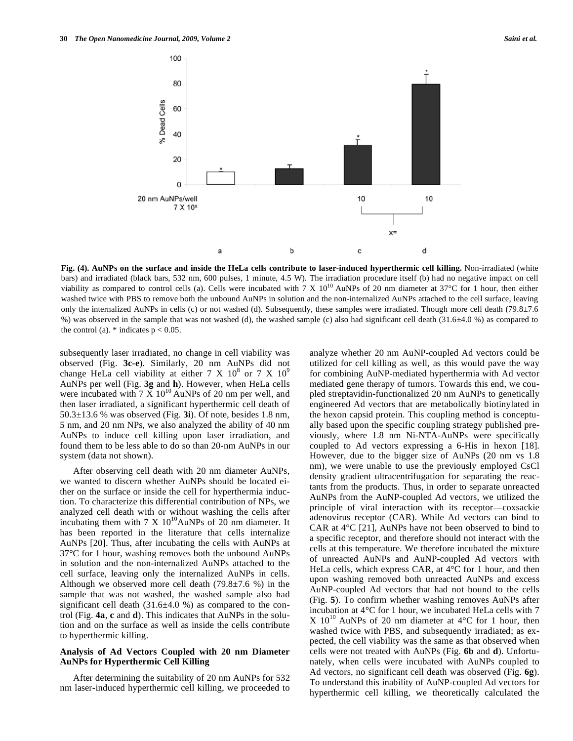**Fig. (4). AuNPs on the surface and inside the HeLa cells contribute to laser-induced hyperthermic cell killing.** Non-irradiated (white bars) and irradiated (black bars, 532 nm, 600 pulses, 1 minute, 4.5 W). The irradiation procedure itself (b) had no negative impact on cell viability as compared to control cells (a). Cells were incubated with 7 X $10^{10}$ AuNPs of 20 nm diameter at 37°C for 1 hour, then either washed twice with PBS to remove both the unbound AuNPs in solution and the non-internalized AuNPs attached to the cell surface, leaving only the internalized AuNPs in cells (c) or not washed (d). Subsequently, these samples were irradiated. Though more cell death (79.8±7.6 %) was observed in the sample that was not washed (d), the washed sample (c) also had significant cell death (31.6±4.0 %) as compared to the control (a). * indicates $p < 0.05$.

subsequently laser irradiated, no change in cell viability was observed (Fig. **3c-e**). Similarly, 20 nm AuNPs did not change HeLa cell viability at either 7 X $10^8$ or 7 X $10^9$ AuNPs per well (Fig. **3g** and **h**). However, when HeLa cells were incubated with 7 X $10^{10}$ AuNPs of 20 nm per well, and then laser irradiated, a significant hyperthermic cell death of 50.3±13.6 % was observed (Fig. **3i**). Of note, besides 1.8 nm, 5 nm, and 20 nm NPs, we also analyzed the ability of 40 nm AuNPs to induce cell killing upon laser irradiation, and found them to be less able to do so than 20-nm AuNPs in our system (data not shown).

After observing cell death with 20 nm diameter AuNPs, we wanted to discern whether AuNPs should be located either on the surface or inside the cell for hyperthermia induction. To characterize this differential contribution of NPs, we analyzed cell death with or without washing the cells after incubating them with 7 X $10^{10}$AuNPs of 20 nm diameter. It has been reported in the literature that cells internalize AuNPs [20]. Thus, after incubating the cells with AuNPs at 37°C for 1 hour, washing removes both the unbound AuNPs in solution and the non-internalized AuNPs attached to the cell surface, leaving only the internalized AuNPs in cells. Although we observed more cell death (79.8±7.6 %) in the sample that was not washed, the washed sample also had significant cell death (31.6±4.0 %) as compared to the control (Fig. **4a**, **c** and **d**). This indicates that AuNPs in the solution and on the surface as well as inside the cells contribute to hyperthermic killing.

### Analysis of Ad Vectors Coupled with 20 nm Diameter AuNPs for Hyperthermic Cell Killing

After determining the suitability of 20 nm AuNPs for 532 nm laser-induced hyperthermic cell killing, we proceeded to analyze whether 20 nm AuNP-coupled Ad vectors could be utilized for cell killing as well, as this would pave the way for combining AuNP-mediated hyperthermia with Ad vector mediated gene therapy of tumors. Towards this end, we coupled streptavidin-functionalized 20 nm AuNPs to genetically engineered Ad vectors that are metabolically biotinylated in the hexon capsid protein. This coupling method is conceptually based upon the specific coupling strategy published previously, where 1.8 nm Ni-NTA-AuNPs were specifically coupled to Ad vectors expressing a 6-His in hexon [18]. However, due to the bigger size of AuNPs (20 nm vs 1.8 nm), we were unable to use the previously employed CsCl density gradient ultracentrifugation for separating the reactants from the products. Thus, in order to separate unreacted AuNPs from the AuNP-coupled Ad vectors, we utilized the principle of viral interaction with its receptor—coxsackie adenovirus receptor (CAR). While Ad vectors can bind to CAR at 4°C [21], AuNPs have not been observed to bind to a specific receptor, and therefore should not interact with the cells at this temperature. We therefore incubated the mixture of unreacted AuNPs and AuNP-coupled Ad vectors with HeLa cells, which express CAR, at 4°C for 1 hour, and then upon washing removed both unreacted AuNPs and excess AuNP-coupled Ad vectors that had not bound to the cells (Fig. **5**). To confirm whether washing removes AuNPs after incubation at 4°C for 1 hour, we incubated HeLa cells with 7 X $10^{10}$ AuNPs of 20 nm diameter at 4°C for 1 hour, then washed twice with PBS, and subsequently irradiated; as expected, the cell viability was the same as that observed when cells were not treated with AuNPs (Fig. **6b** and **d**). Unfortunately, when cells were incubated with AuNPs coupled to Ad vectors, no significant cell death was observed (Fig. **6g**). To understand this inability of AuNP-coupled Ad vectors for hyperthermic cell killing, we theoretically calculated the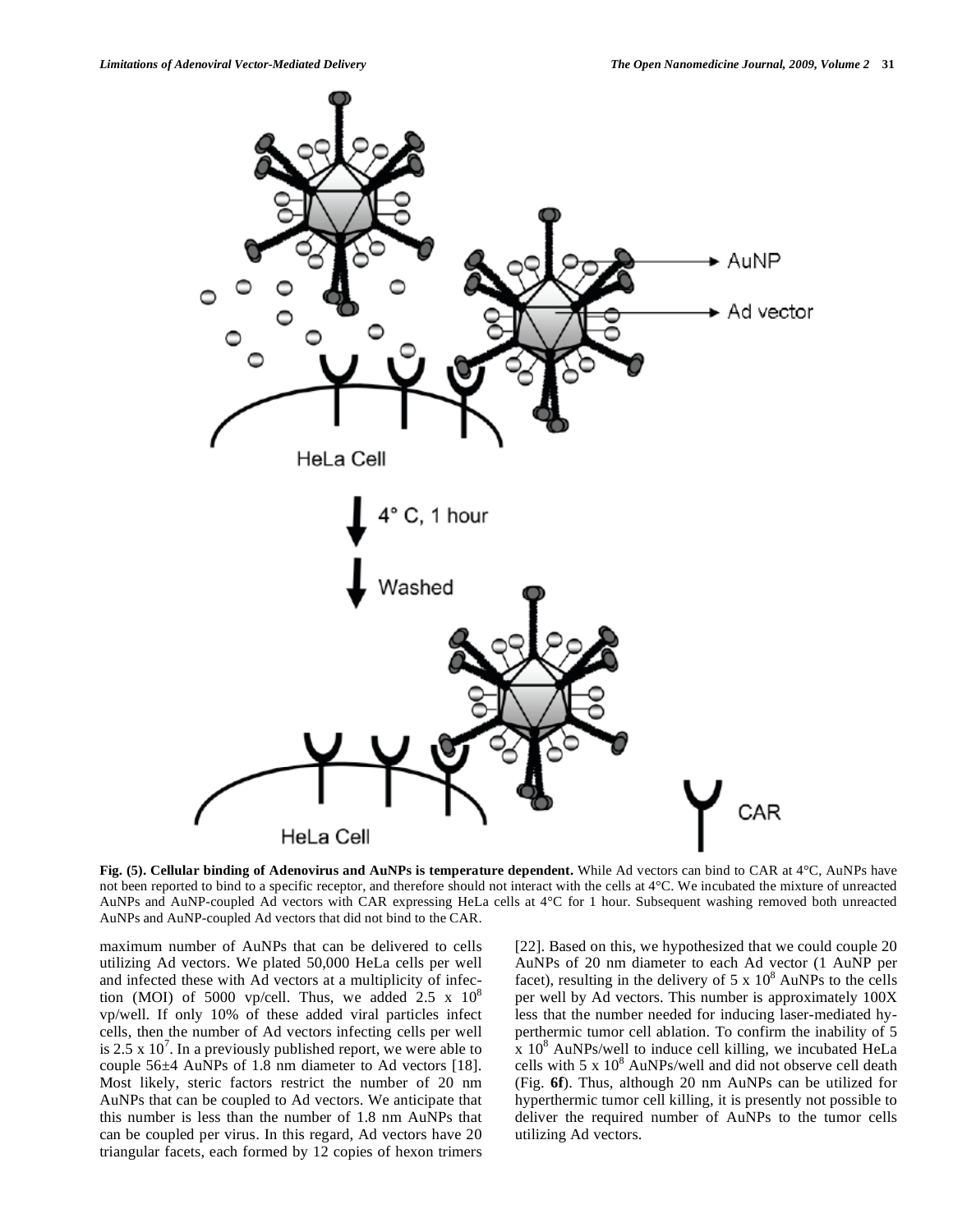**Fig. (5). Cellular binding of Adenovirus and AuNPs is temperature dependent.** While Ad vectors can bind to CAR at 4°C, AuNPs have not been reported to bind to a specific receptor, and therefore should not interact with the cells at 4°C. We incubated the mixture of unreacted AuNPs and AuNP-coupled Ad vectors with CAR expressing HeLa cells at 4°C for 1 hour. Subsequent washing removed both unreacted AuNPs and AuNP-coupled Ad vectors that did not bind to the CAR.

maximum number of AuNPs that can be delivered to cells utilizing Ad vectors. We plated 50,000 HeLa cells per well and infected these with Ad vectors at a multiplicity of infection (MOI) of 5000 vp/cell. Thus, we added $2.5 \times 10^8$ vp/well. If only 10% of these added viral particles infect cells, then the number of Ad vectors infecting cells per well is $2.5 \times 10^7$. In a previously published report, we were able to couple 56±4 AuNPs of 1.8 nm diameter to Ad vectors [18]. Most likely, steric factors restrict the number of 20 nm AuNPs that can be coupled to Ad vectors. We anticipate that this number is less than the number of 1.8 nm AuNPs that can be coupled per virus. In this regard, Ad vectors have 20 triangular facets, each formed by 12 copies of hexon trimers [22]. Based on this, we hypothesized that we could couple 20 AuNPs of 20 nm diameter to each Ad vector (1 AuNP per facet), resulting in the delivery of $5 \times 10^8$ AuNPs to the cells per well by Ad vectors. This number is approximately 100X less that the number needed for inducing laser-mediated hyperthermic tumor cell ablation. To confirm the inability of $5 \times 10^8$ AuNPs/well to induce cell killing, we incubated HeLa cells with $5 \times 10^8$ AuNPs/well and did not observe cell death (Fig. **6f**). Thus, although 20 nm AuNPs can be utilized for hyperthermic tumor cell killing, it is presently not possible to deliver the required number of AuNPs to the tumor cells utilizing Ad vectors.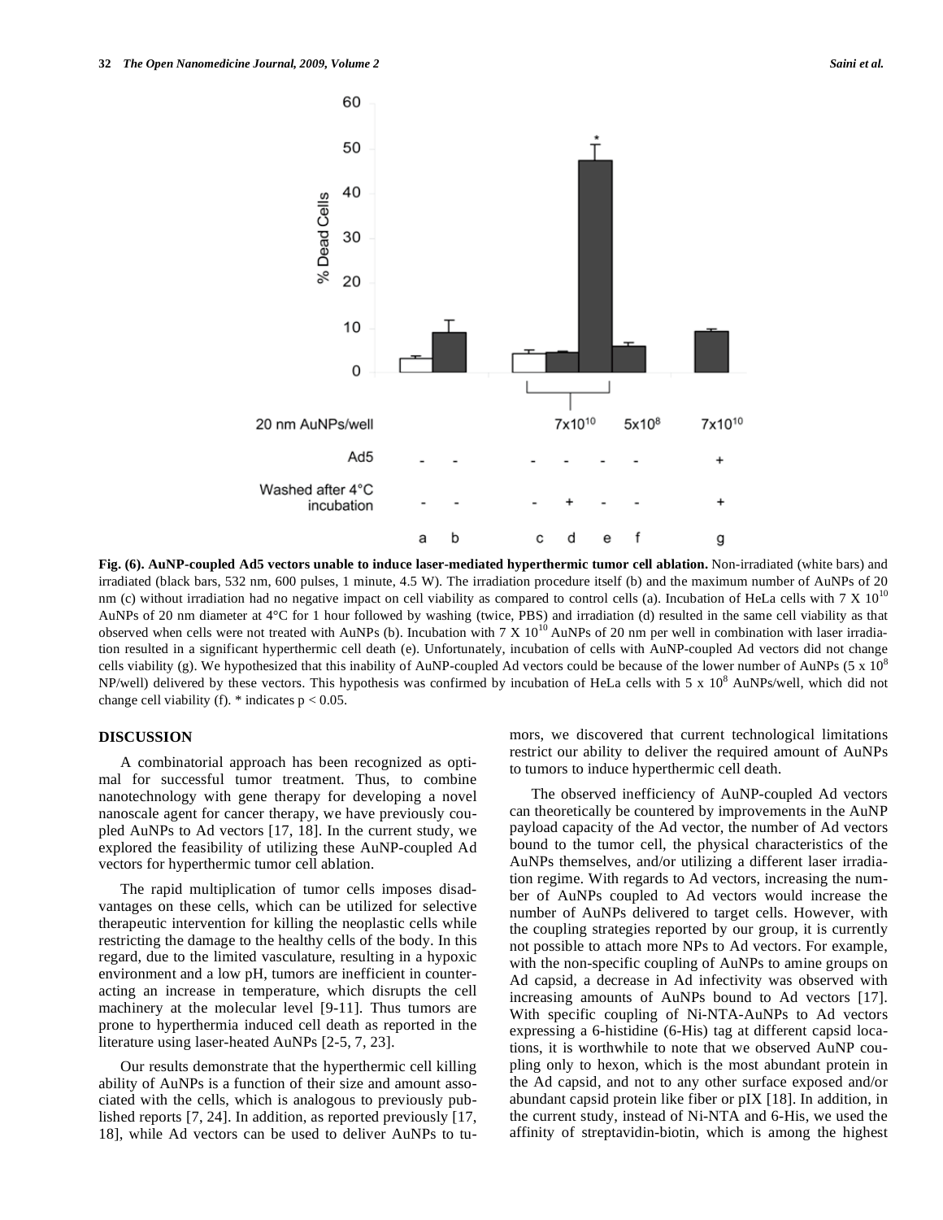**Fig. (6). AuNP-coupled Ad5 vectors unable to induce laser-mediated hyperthermic tumor cell ablation.** Non-irradiated (white bars) and irradiated (black bars, 532 nm, 600 pulses, 1 minute, 4.5 W). The irradiation procedure itself (b) and the maximum number of AuNPs of 20 nm (c) without irradiation had no negative impact on cell viability as compared to control cells (a). Incubation of HeLa cells with 7 X $10^{10}$ AuNPs of 20 nm diameter at 4°C for 1 hour followed by washing (twice, PBS) and irradiation (d) resulted in the same cell viability as that observed when cells were not treated with AuNPs (b). Incubation with 7 X $10^{10}$ AuNPs of 20 nm per well in combination with laser irradiation resulted in a significant hyperthermic cell death (e). Unfortunately, incubation of cells with AuNP-coupled Ad vectors did not change cells viability (g). We hypothesized that this inability of AuNP-coupled Ad vectors could be because of the lower number of AuNPs (5 x $10^8$ NP/well) delivered by these vectors. This hypothesis was confirmed by incubation of HeLa cells with 5 x $10^8$ AuNPs/well, which did not change cell viability (f). * indicates $p < 0.05$.

## DISCUSSION

A combinatorial approach has been recognized as optimal for successful tumor treatment. Thus, to combine nanotechnology with gene therapy for developing a novel nanoscale agent for cancer therapy, we have previously coupled AuNPs to Ad vectors [17, 18]. In the current study, we explored the feasibility of utilizing these AuNP-coupled Ad vectors for hyperthermic tumor cell ablation.

The rapid multiplication of tumor cells imposes disadvantages on these cells, which can be utilized for selective therapeutic intervention for killing the neoplastic cells while restricting the damage to the healthy cells of the body. In this regard, due to the limited vasculature, resulting in a hypoxic environment and a low pH, tumors are inefficient in counteracting an increase in temperature, which disrupts the cell machinery at the molecular level [9-11]. Thus tumors are prone to hyperthermia induced cell death as reported in the literature using laser-heated AuNPs [2-5, 7, 23].

Our results demonstrate that the hyperthermic cell killing ability of AuNPs is a function of their size and amount associated with the cells, which is analogous to previously published reports [7, 24]. In addition, as reported previously [17, 18], while Ad vectors can be used to deliver AuNPs to tumors, we discovered that current technological limitations restrict our ability to deliver the required amount of AuNPs to tumors to induce hyperthermic cell death.

The observed inefficiency of AuNP-coupled Ad vectors can theoretically be countered by improvements in the AuNP payload capacity of the Ad vector, the number of Ad vectors bound to the tumor cell, the physical characteristics of the AuNPs themselves, and/or utilizing a different laser irradiation regime. With regards to Ad vectors, increasing the number of AuNPs coupled to Ad vectors would increase the number of AuNPs delivered to target cells. However, with the coupling strategies reported by our group, it is currently not possible to attach more NPs to Ad vectors. For example, with the non-specific coupling of AuNPs to amine groups on Ad capsid, a decrease in Ad infectivity was observed with increasing amounts of AuNPs bound to Ad vectors [17]. With specific coupling of Ni-NTA-AuNPs to Ad vectors expressing a 6-histidine (6-His) tag at different capsid locations, it is worthwhile to note that we observed AuNP coupling only to hexon, which is the most abundant protein in the Ad capsid, and not to any other surface exposed and/or abundant capsid protein like fiber or pIX [18]. In addition, in the current study, instead of Ni-NTA and 6-His, we used the affinity of streptavidin-biotin, which is among the highest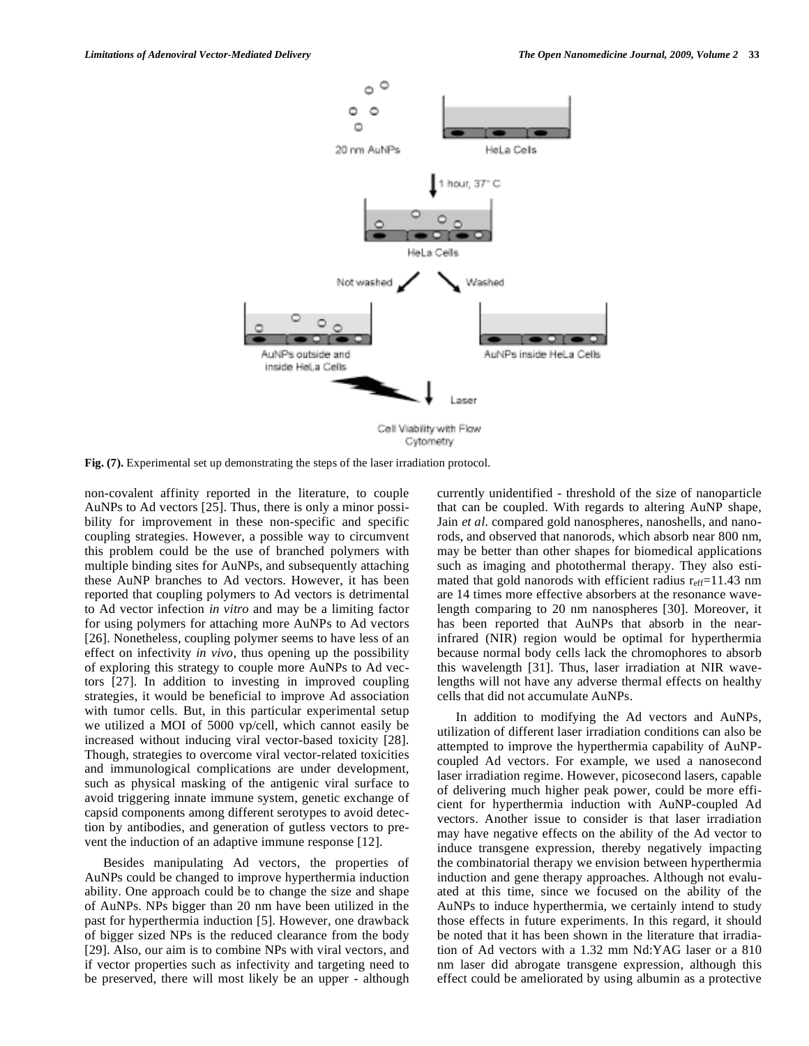Fig. (7). Experimental set up demonstrating the steps of the laser irradiation protocol.

non-covalent affinity reported in the literature, to couple AuNPs to Ad vectors [25]. Thus, there is only a minor possibility for improvement in these non-specific and specific coupling strategies. However, a possible way to circumvent this problem could be the use of branched polymers with multiple binding sites for AuNPs, and subsequently attaching these AuNP branches to Ad vectors. However, it has been reported that coupling polymers to Ad vectors is detrimental to Ad vector infection *in vitro* and may be a limiting factor for using polymers for attaching more AuNPs to Ad vectors [26]. Nonetheless, coupling polymer seems to have less of an effect on infectivity *in vivo*, thus opening up the possibility of exploring this strategy to couple more AuNPs to Ad vectors [27]. In addition to investing in improved coupling strategies, it would be beneficial to improve Ad association with tumor cells. But, in this particular experimental setup we utilized a MOI of 5000 vp/cell, which cannot easily be increased without inducing viral vector-based toxicity [28]. Though, strategies to overcome viral vector-related toxicities and immunological complications are under development, such as physical masking of the antigenic viral surface to avoid triggering innate immune system, genetic exchange of capsid components among different serotypes to avoid detection by antibodies, and generation of gutless vectors to prevent the induction of an adaptive immune response [12].

Besides manipulating Ad vectors, the properties of AuNPs could be changed to improve hyperthermia induction ability. One approach could be to change the size and shape of AuNPs. NPs bigger than 20 nm have been utilized in the past for hyperthermia induction [5]. However, one drawback of bigger sized NPs is the reduced clearance from the body [29]. Also, our aim is to combine NPs with viral vectors, and if vector properties such as infectivity and targeting need to be preserved, there will most likely be an upper - although currently unidentified - threshold of the size of nanoparticle that can be coupled. With regards to altering AuNP shape, Jain *et al*. compared gold nanospheres, nanoshells, and nanorods, and observed that nanorods, which absorb near 800 nm, may be better than other shapes for biomedical applications such as imaging and photothermal therapy. They also estimated that gold nanorods with efficient radius $r_{eff}$=11.43 nm are 14 times more effective absorbers at the resonance wavelength comparing to 20 nm nanospheres [30]. Moreover, it has been reported that AuNPs that absorb in the near-infrared (NIR) region would be optimal for hyperthermia because normal body cells lack the chromophores to absorb this wavelength [31]. Thus, laser irradiation at NIR wavelengths will not have any adverse thermal effects on healthy cells that did not accumulate AuNPs.

In addition to modifying the Ad vectors and AuNPs, utilization of different laser irradiation conditions can also be attempted to improve the hyperthermia capability of AuNP-coupled Ad vectors. For example, we used a nanosecond laser irradiation regime. However, picosecond lasers, capable of delivering much higher peak power, could be more efficient for hyperthermia induction with AuNP-coupled Ad vectors. Another issue to consider is that laser irradiation may have negative effects on the ability of the Ad vector to induce transgene expression, thereby negatively impacting the combinatorial therapy we envision between hyperthermia induction and gene therapy approaches. Although not evaluated at this time, since we focused on the ability of the AuNPs to induce hyperthermia, we certainly intend to study those effects in future experiments. In this regard, it should be noted that it has been shown in the literature that irradiation of Ad vectors with a 1.32 mm Nd:YAG laser or a 810 nm laser did abrogate transgene expression, although this effect could be ameliorated by using albumin as a protective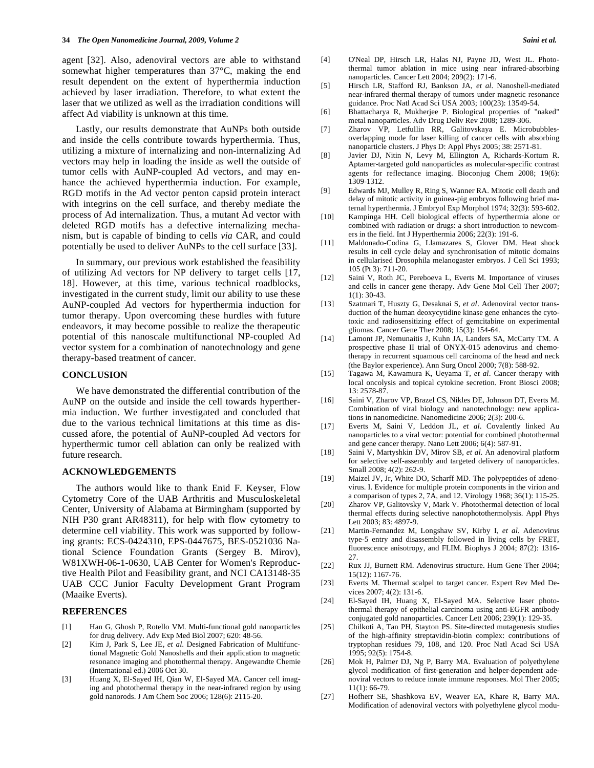agent [32]. Also, adenoviral vectors are able to withstand somewhat higher temperatures than 37°C, making the end result dependent on the extent of hyperthermia induction achieved by laser irradiation. Therefore, to what extent the laser that we utilized as well as the irradiation conditions will affect Ad viability is unknown at this time.

Lastly, our results demonstrate that AuNPs both outside and inside the cells contribute towards hyperthermia. Thus, utilizing a mixture of internalizing and non-internalizing Ad vectors may help in loading the inside as well the outside of tumor cells with AuNP-coupled Ad vectors, and may enhance the achieved hyperthermia induction. For example, RGD motifs in the Ad vector penton capsid protein interact with integrins on the cell surface, and thereby mediate the process of Ad internalization. Thus, a mutant Ad vector with deleted RGD motifs has a defective internalizing mechanism, but is capable of binding to cells *via* CAR, and could potentially be used to deliver AuNPs to the cell surface [33].

In summary, our previous work established the feasibility of utilizing Ad vectors for NP delivery to target cells [17, 18]. However, at this time, various technical roadblocks, investigated in the current study, limit our ability to use these AuNP-coupled Ad vectors for hyperthermia induction for tumor therapy. Upon overcoming these hurdles with future endeavors, it may become possible to realize the therapeutic potential of this nanoscale multifunctional NP-coupled Ad vector system for a combination of nanotechnology and gene therapy-based treatment of cancer.

## CONCLUSION

We have demonstrated the differential contribution of the AuNP on the outside and inside the cell towards hyperthermia induction. We further investigated and concluded that due to the various technical limitations at this time as discussed afore, the potential of AuNP-coupled Ad vectors for hyperthermic tumor cell ablation can only be realized with future research.

## ACKNOWLEDGEMENTS

The authors would like to thank Enid F. Keyser, Flow Cytometry Core of the UAB Arthritis and Musculoskeletal Center, University of Alabama at Birmingham (supported by NIH P30 grant AR48311), for help with flow cytometry to determine cell viability. This work was supported by following grants: ECS-0424310, EPS-0447675, BES-0521036 National Science Foundation Grants (Sergey B. Mirov), W81XWH-06-1-0630, UAB Center for Women's Reproductive Health Pilot and Feasibility grant, and NCI CA13148-35 UAB CCC Junior Faculty Development Grant Program (Maaike Everts).

## REFERENCES

[1] Han G, Ghosh P, Rotello VM. Multi-functional gold nanoparticles for drug delivery. Adv Exp Med Biol 2007; 620: 48-56.

[2] Kim J, Park S, Lee JE, *et al*. Designed Fabrication of Multifunctional Magnetic Gold Nanoshells and their application to magnetic resonance imaging and photothermal therapy. Angewandte Chemie (International ed.) 2006 Oct 30.

[3] Huang X, El-Sayed IH, Qian W, El-Sayed MA. Cancer cell imaging and photothermal therapy in the near-infrared region by using gold nanorods. J Am Chem Soc 2006; 128(6): 2115-20.

[4] O'Neal DP, Hirsch LR, Halas NJ, Payne JD, West JL. Photothermal tumor ablation in mice using near infrared-absorbing nanoparticles. Cancer Lett 2004; 209(2): 171-6.

[5] Hirsch LR, Stafford RJ, Bankson JA, *et al*. Nanoshell-mediated near-infrared thermal therapy of tumors under magnetic resonance guidance. Proc Natl Acad Sci USA 2003; 100(23): 13549-54.

[6] Bhattacharya R, Mukherjee P. Biological properties of "naked" metal nanoparticles. Adv Drug Deliv Rev 2008; 60(11): 1289-306.

[7] Zharov VP, Letfullin RR, Galitovskaya E. Microbubbles-overlapping mode for laser killing of cancer cells with absorbing nanoparticle clusters. J Phys D: Appl Phys 2005; 38: 2571-81.

[8] Javier DJ, Nitin N, Levy M, Ellington A, Richards-Kortum R. Aptamer-targeted gold nanoparticles as molecular-specific contrast agents for reflectance imaging. Bioconjug Chem 2008; 19(6): 1309-1312.

[9] Edwards MJ, Mulley R, Ring S, Wanner RA. Mitotic cell death and delay of mitotic activity in guinea-pig embryos following brief maternal hyperthermia. J Embryol Exp Morphol 1974; 32(3): 593-602.

[10] Kampinga HH. Cell biological effects of hyperthermia alone or combined with radiation or drugs: a short introduction to newcomers in the field. Int J Hyperthermia 2006; 22(3): 191-6.

[11] Maldonado-Codina G, Llamazares S, Glover DM. Heat shock results in cell cycle delay and synchronisation of mitotic domains in cellularised Drosophila melanogaster embryos. J Cell Sci 1993; 105 (Pt 3): 711-20.

[12] Saini V, Roth JC, Pereboeva L, Everts M. Importance of viruses and cells in cancer gene therapy. Adv Gene Mol Cell Ther 2007; 1(1): 30-43.

[13] Szatmari T, Huszty G, Desaknai S, *et al*. Adenoviral vector transduction of the human deoxycytidine kinase gene enhances the cytotoxic and radiosensitizing effect of gemcitabine on experimental gliomas. Cancer Gene Ther 2008; 15(3): 154-64.

[14] Lamont JP, Nemunaitis J, Kuhn JA, Landers SA, McCarty TM. A prospective phase II trial of ONYX-015 adenovirus and chemotherapy in recurrent squamous cell carcinoma of the head and neck (the Baylor experience). Ann Surg Oncol 2000; 7(8): 588-92.

[15] Tagawa M, Kawamura K, Ueyama T, *et al*. Cancer therapy with local oncolysis and topical cytokine secretion. Front Biosci 2008; 13: 2578-87.

[16] Saini V, Zharov VP, Brazel CS, Nikles DE, Johnson DT, Everts M. Combination of viral biology and nanotechnology: new applications in nanomedicine. Nanomedicine 2006; 2(3): 200-6.

[17] Everts M, Saini V, Leddon JL, *et al*. Covalently linked Au nanoparticles to a viral vector: potential for combined photothermal and gene cancer therapy. Nano Lett 2006; 6(4): 587-91.

[18] Saini V, Martyshkin DV, Mirov SB, *et al*. An adenoviral platform for selective self-assembly and targeted delivery of nanoparticles. Small 2008; 4(2): 262-9.

[19] Maizel JV, Jr, White DO, Scharff MD. The polypeptides of adenovirus. I. Evidence for multiple protein components in the virion and a comparison of types 2, 7A, and 12. Virology 1968; 36(1): 115-25.

[20] Zharov VP, Galitovsky V, Mark V. Photothermal detection of local thermal effects during selective nanophotothermolysis. Appl Phys Lett 2003; 83: 4897-9.

[21] Martin-Fernandez M, Longshaw SV, Kirby I, *et al*. Adenovirus type-5 entry and disassembly followed in living cells by FRET, fluorescence anisotropy, and FLIM. Biophys J 2004; 87(2): 1316-27.

[22] Rux JJ, Burnett RM. Adenovirus structure. Hum Gene Ther 2004; 15(12): 1167-76.

[23] Everts M. Thermal scalpel to target cancer. Expert Rev Med Devices 2007; 4(2): 131-6.

[24] El-Sayed IH, Huang X, El-Sayed MA. Selective laser photothermal therapy of epithelial carcinoma using anti-EGFR antibody conjugated gold nanoparticles. Cancer Lett 2006; 239(1): 129-35.

[25] Chilkoti A, Tan PH, Stayton PS. Site-directed mutagenesis studies of the high-affinity streptavidin-biotin complex: contributions of tryptophan residues 79, 108, and 120. Proc Natl Acad Sci USA 1995; 92(5): 1754-8.

[26] Mok H, Palmer DJ, Ng P, Barry MA. Evaluation of polyethylene glycol modification of first-generation and helper-dependent adenoviral vectors to reduce innate immune responses. Mol Ther 2005; 11(1): 66-79.

[27] Hofherr SE, Shashkova EV, Weaver EA, Khare R, Barry MA. Modification of adenoviral vectors with polyethylene glycol modu-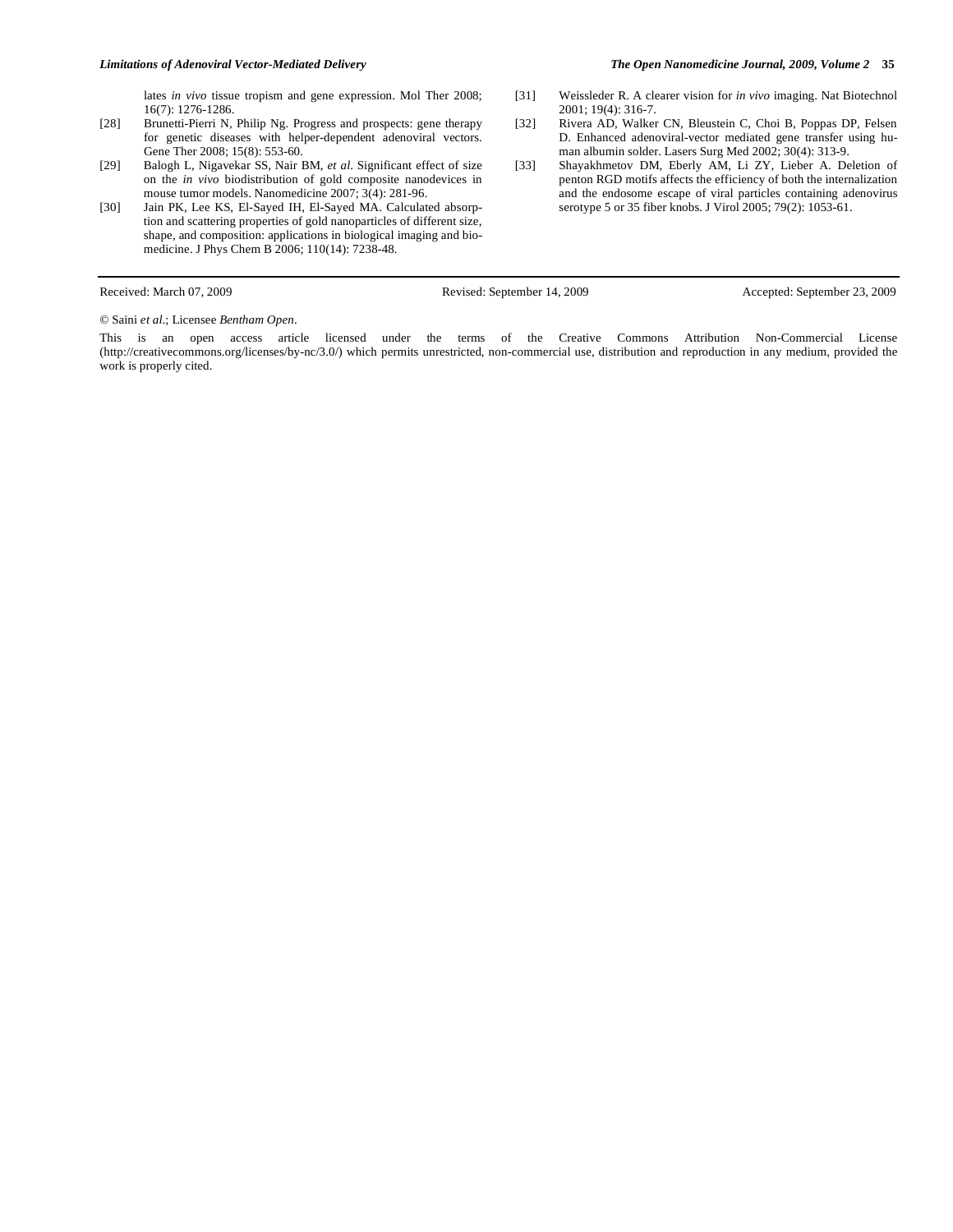lates *in vivo* tissue tropism and gene expression. Mol Ther 2008; 16(7): 1276-1286.

[28] Brunetti-Pierri N, Philip Ng. Progress and prospects: gene therapy for genetic diseases with helper-dependent adenoviral vectors. Gene Ther 2008; 15(8): 553-60.

[29] Balogh L, Nigavekar SS, Nair BM, *et al*. Significant effect of size on the *in vivo* biodistribution of gold composite nanodevices in mouse tumor models. Nanomedicine 2007; 3(4): 281-96.

[30] Jain PK, Lee KS, El-Sayed IH, El-Sayed MA. Calculated absorption and scattering properties of gold nanoparticles of different size, shape, and composition: applications in biological imaging and biomedicine. J Phys Chem B 2006; 110(14): 7238-48.

[31] Weissleder R. A clearer vision for *in vivo* imaging. Nat Biotechnol 2001; 19(4): 316-7.

[32] Rivera AD, Walker CN, Bleustein C, Choi B, Poppas DP, Felsen D. Enhanced adenoviral-vector mediated gene transfer using human albumin solder. Lasers Surg Med 2002; 30(4): 313-9.

[33] Shayakhmetov DM, Eberly AM, Li ZY, Lieber A. Deletion of penton RGD motifs affects the efficiency of both the internalization and the endosome escape of viral particles containing adenovirus serotype 5 or 35 fiber knobs. J Virol 2005; 79(2): 1053-61.

---

Received: March 07, 2009 Revised: September 14, 2009 Accepted: September 23, 2009

© Saini *et al*.; Licensee *Bentham Open*.

This is an open access article licensed under the terms of the Creative Commons Attribution Non-Commercial License (http://creativecommons.org/licenses/by-nc/3.0/) which permits unrestricted, non-commercial use, distribution and reproduction in any medium, provided the work is properly cited.